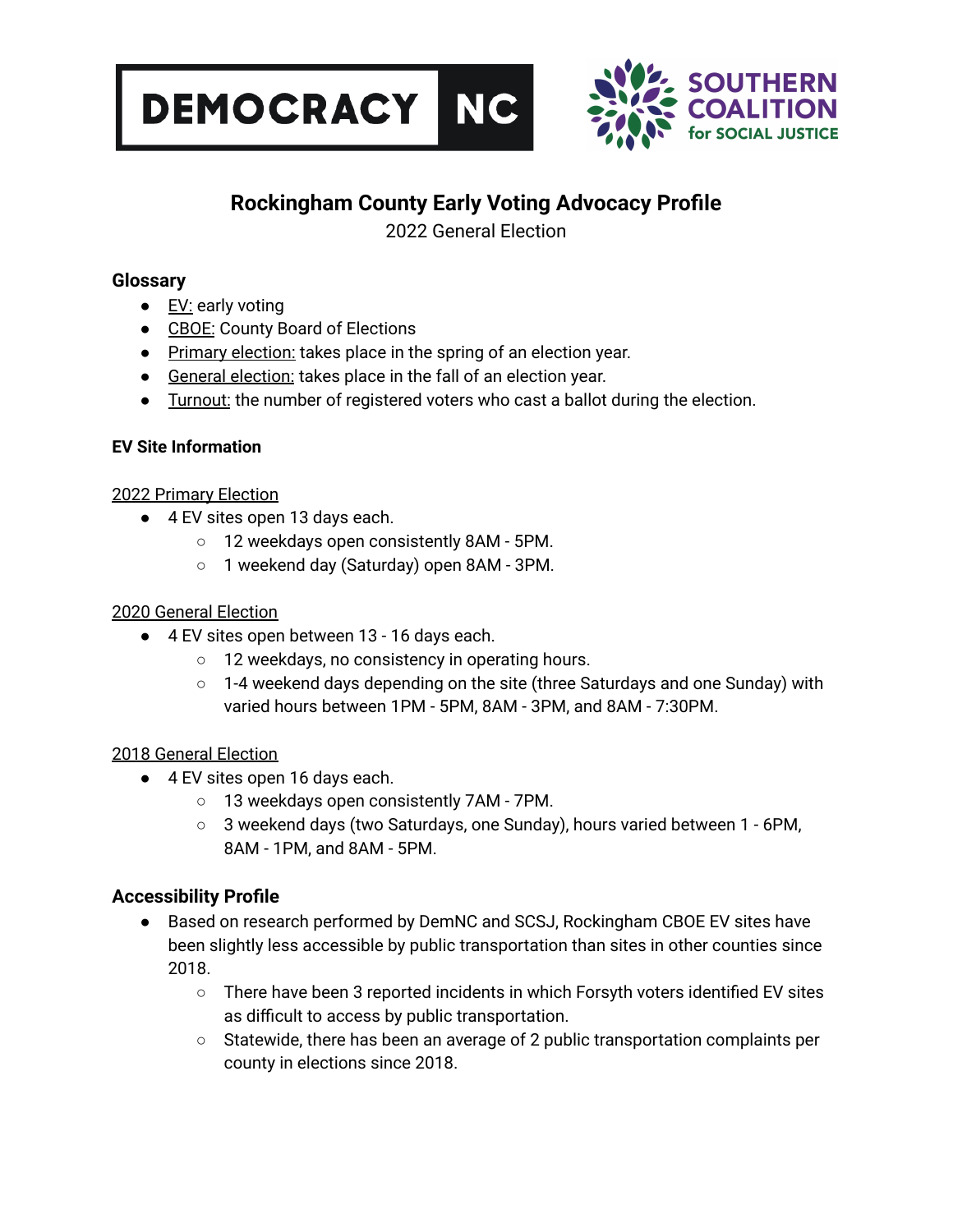DEMOCRACY NC

SOUTHERN COALITION for SOCIAL JUSTICE

# Rockingham County Early Voting Advocacy Profile

2022 General Election

## Glossary

- EV: early voting
- CBOE: County Board of Elections
- Primary election: takes place in the spring of an election year.
- General election: takes place in the fall of an election year.
- Turnout: the number of registered voters who cast a ballot during the election.

### EV Site Information

2022 Primary Election

- 4 EV sites open 13 days each.
  - 12 weekdays open consistently 8AM - 5PM.
  - 1 weekend day (Saturday) open 8AM - 3PM.

2020 General Election

- 4 EV sites open between 13 - 16 days each.
  - 12 weekdays, no consistency in operating hours.
  - 1-4 weekend days depending on the site (three Saturdays and one Sunday) with varied hours between 1PM - 5PM, 8AM - 3PM, and 8AM - 7:30PM.

2018 General Election

- 4 EV sites open 16 days each.
  - 13 weekdays open consistently 7AM - 7PM.
  - 3 weekend days (two Saturdays, one Sunday), hours varied between 1 - 6PM, 8AM - 1PM, and 8AM - 5PM.

## Accessibility Profile

- Based on research performed by DemNC and SCSJ, Rockingham CBOE EV sites have been slightly less accessible by public transportation than sites in other counties since 2018.
  - There have been 3 reported incidents in which Forsyth voters identified EV sites as difficult to access by public transportation.
  - Statewide, there has been an average of 2 public transportation complaints per county in elections since 2018.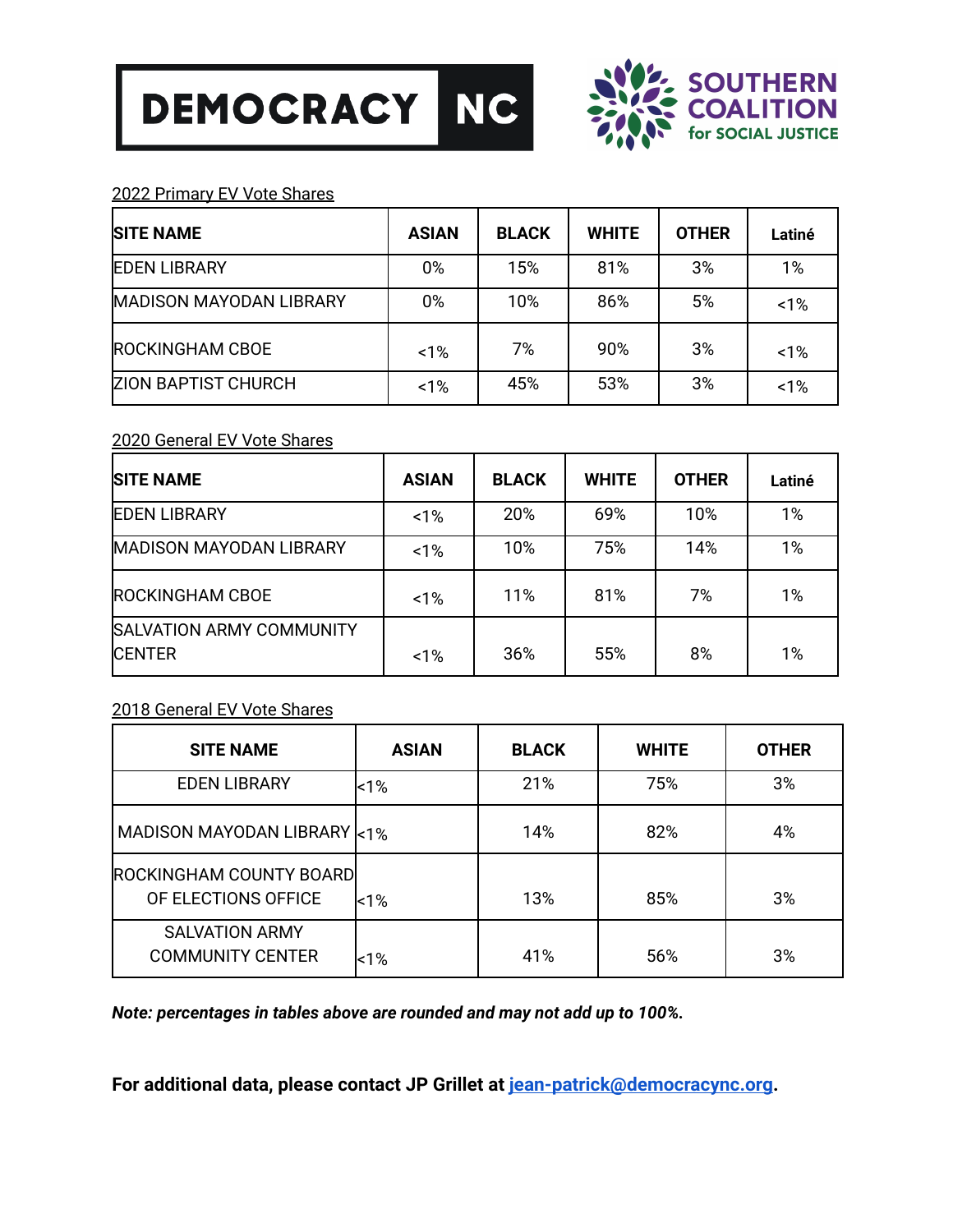2022 Primary EV Vote Shares

| SITE NAME | ASIAN | BLACK | WHITE | OTHER | Latiné |
|---|---|---|---|---|---|
| EDEN LIBRARY | 0% | 15% | 81% | 3% | 1% |
| MADISON MAYODAN LIBRARY | 0% | 10% | 86% | 5% | <1% |
| ROCKINGHAM CBOE | <1% | 7% | 90% | 3% | <1% |
| ZION BAPTIST CHURCH | <1% | 45% | 53% | 3% | <1% |

2020 General EV Vote Shares

| SITE NAME | ASIAN | BLACK | WHITE | OTHER | Latiné |
|---|---|---|---|---|---|
| EDEN LIBRARY | <1% | 20% | 69% | 10% | 1% |
| MADISON MAYODAN LIBRARY | <1% | 10% | 75% | 14% | 1% |
| ROCKINGHAM CBOE | <1% | 11% | 81% | 7% | 1% |
| SALVATION ARMY COMMUNITY CENTER | <1% | 36% | 55% | 8% | 1% |

2018 General EV Vote Shares

| SITE NAME | ASIAN | BLACK | WHITE | OTHER |
|---|---|---|---|---|
| EDEN LIBRARY | <1% | 21% | 75% | 3% |
| MADISON MAYODAN LIBRARY | <1% | 14% | 82% | 4% |
| ROCKINGHAM COUNTY BOARD OF ELECTIONS OFFICE | <1% | 13% | 85% | 3% |
| SALVATION ARMY COMMUNITY CENTER | <1% | 41% | 56% | 3% |

***Note: percentages in tables above are rounded and may not add up to 100%.***

**For additional data, please contact JP Grillet at jean-patrick@democracync.org.**